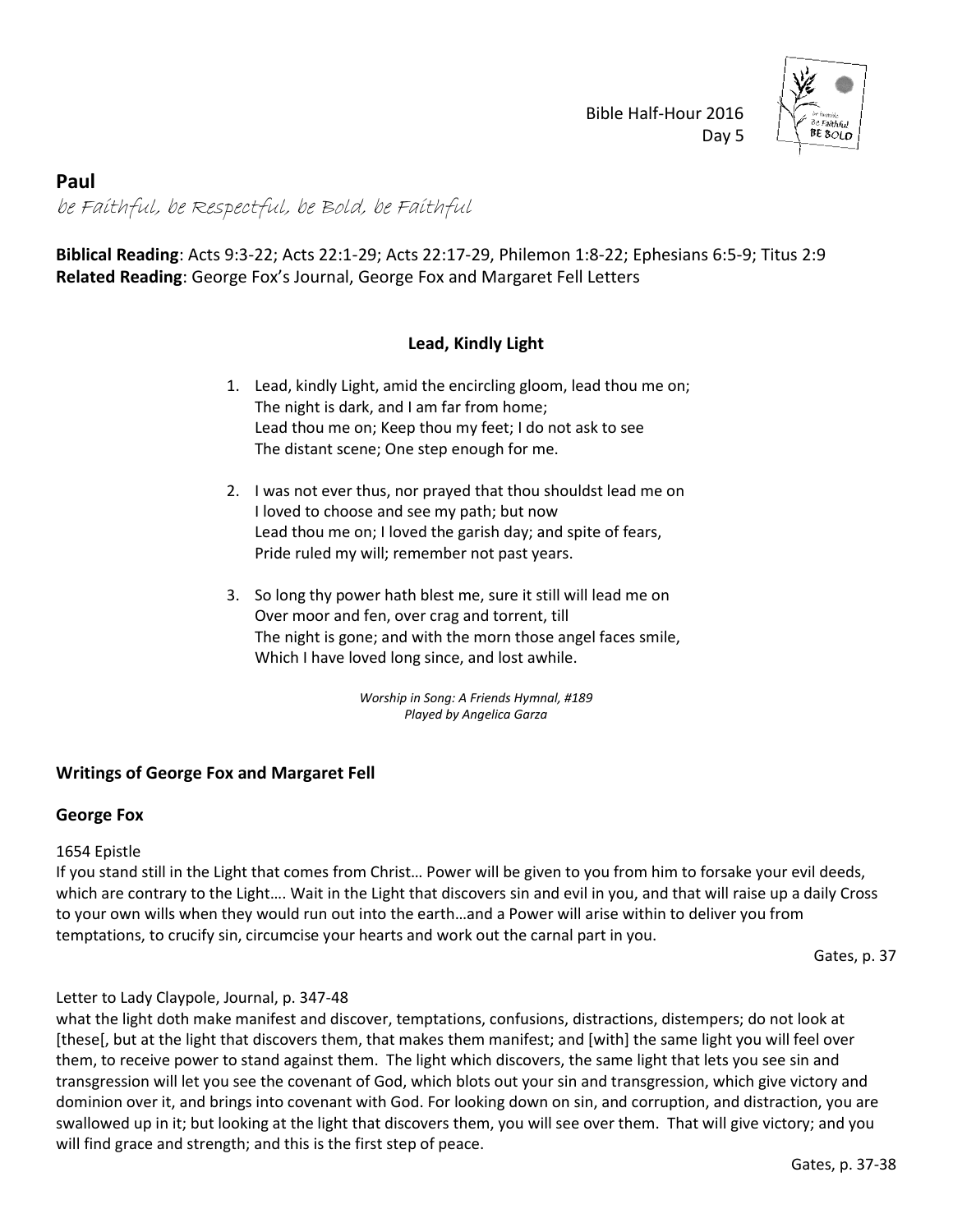Bible Half-Hour 2016
Day 5

## Paul

*be Faithful, be Respectful, be Bold, be Faithful*

**Biblical Reading**: Acts 9:3-22; Acts 22:1-29; Acts 22:17-29, Philemon 1:8-22; Ephesians 6:5-9; Titus 2:9
**Related Reading**: George Fox's Journal, George Fox and Margaret Fell Letters

### Lead, Kindly Light

1. Lead, kindly Light, amid the encircling gloom, lead thou me on;
   The night is dark, and I am far from home;
   Lead thou me on; Keep thou my feet; I do not ask to see
   The distant scene; One step enough for me.

2. I was not ever thus, nor prayed that thou shouldst lead me on
   I loved to choose and see my path; but now
   Lead thou me on; I loved the garish day; and spite of fears,
   Pride ruled my will; remember not past years.

3. So long thy power hath blest me, sure it still will lead me on
   Over moor and fen, over crag and torrent, till
   The night is gone; and with the morn those angel faces smile,
   Which I have loved long since, and lost awhile.

*Worship in Song: A Friends Hymnal, #189*
*Played by Angelica Garza*

### Writings of George Fox and Margaret Fell

### George Fox

1654 Epistle
If you stand still in the Light that comes from Christ… Power will be given to you from him to forsake your evil deeds, which are contrary to the Light…. Wait in the Light that discovers sin and evil in you, and that will raise up a daily Cross to your own wills when they would run out into the earth…and a Power will arise within to deliver you from temptations, to crucify sin, circumcise your hearts and work out the carnal part in you.

Gates, p. 37

Letter to Lady Claypole, Journal, p. 347-48
what the light doth make manifest and discover, temptations, confusions, distractions, distempers; do not look at [these[, but at the light that discovers them, that makes them manifest; and [with] the same light you will feel over them, to receive power to stand against them. The light which discovers, the same light that lets you see sin and transgression will let you see the covenant of God, which blots out your sin and transgression, which give victory and dominion over it, and brings into covenant with God. For looking down on sin, and corruption, and distraction, you are swallowed up in it; but looking at the light that discovers them, you will see over them. That will give victory; and you will find grace and strength; and this is the first step of peace.

Gates, p. 37-38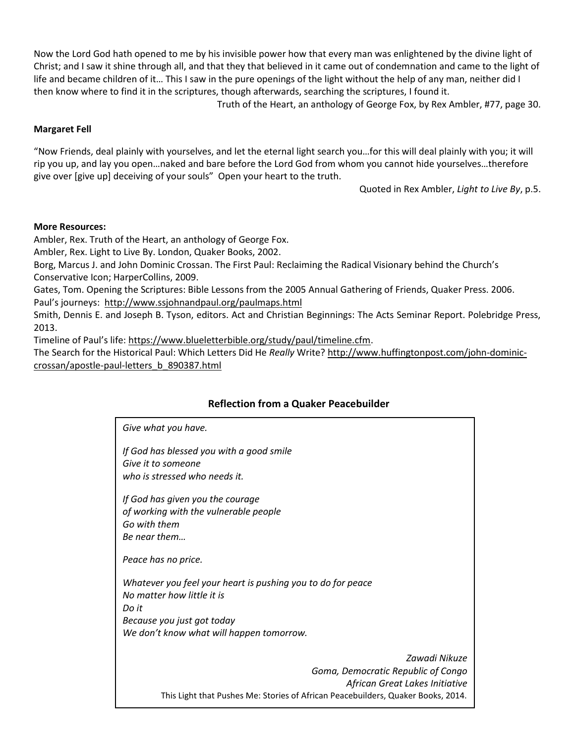Now the Lord God hath opened to me by his invisible power how that every man was enlightened by the divine light of Christ; and I saw it shine through all, and that they that believed in it came out of condemnation and came to the light of life and became children of it… This I saw in the pure openings of the light without the help of any man, neither did I then know where to find it in the scriptures, though afterwards, searching the scriptures, I found it.

Truth of the Heart, an anthology of George Fox, by Rex Ambler, #77, page 30.

**Margaret Fell**

"Now Friends, deal plainly with yourselves, and let the eternal light search you…for this will deal plainly with you; it will rip you up, and lay you open…naked and bare before the Lord God from whom you cannot hide yourselves…therefore give over [give up] deceiving of your souls" Open your heart to the truth.

Quoted in Rex Ambler, *Light to Live By*, p.5.

**More Resources:**

Ambler, Rex. Truth of the Heart, an anthology of George Fox.
Ambler, Rex. Light to Live By. London, Quaker Books, 2002.
Borg, Marcus J. and John Dominic Crossan. The First Paul: Reclaiming the Radical Visionary behind the Church's Conservative Icon; HarperCollins, 2009.
Gates, Tom. Opening the Scriptures: Bible Lessons from the 2005 Annual Gathering of Friends, Quaker Press. 2006.
Paul's journeys: http://www.ssjohnandpaul.org/paulmaps.html
Smith, Dennis E. and Joseph B. Tyson, editors. Act and Christian Beginnings: The Acts Seminar Report. Polebridge Press, 2013.
Timeline of Paul's life: https://www.blueletterbible.org/study/paul/timeline.cfm.
The Search for the Historical Paul: Which Letters Did He *Really* Write? http://www.huffingtonpost.com/john-dominic-crossan/apostle-paul-letters_b_890387.html

## Reflection from a Quaker Peacebuilder

*Give what you have.*

*If God has blessed you with a good smile*
*Give it to someone*
*who is stressed who needs it.*

*If God has given you the courage*
*of working with the vulnerable people*
*Go with them*
*Be near them…*

*Peace has no price.*

*Whatever you feel your heart is pushing you to do for peace*
*No matter how little it is*
*Do it*
*Because you just got today*
*We don't know what will happen tomorrow.*

*Zawadi Nikuze*
*Goma, Democratic Republic of Congo*
*African Great Lakes Initiative*
This Light that Pushes Me: Stories of African Peacebuilders, Quaker Books, 2014.